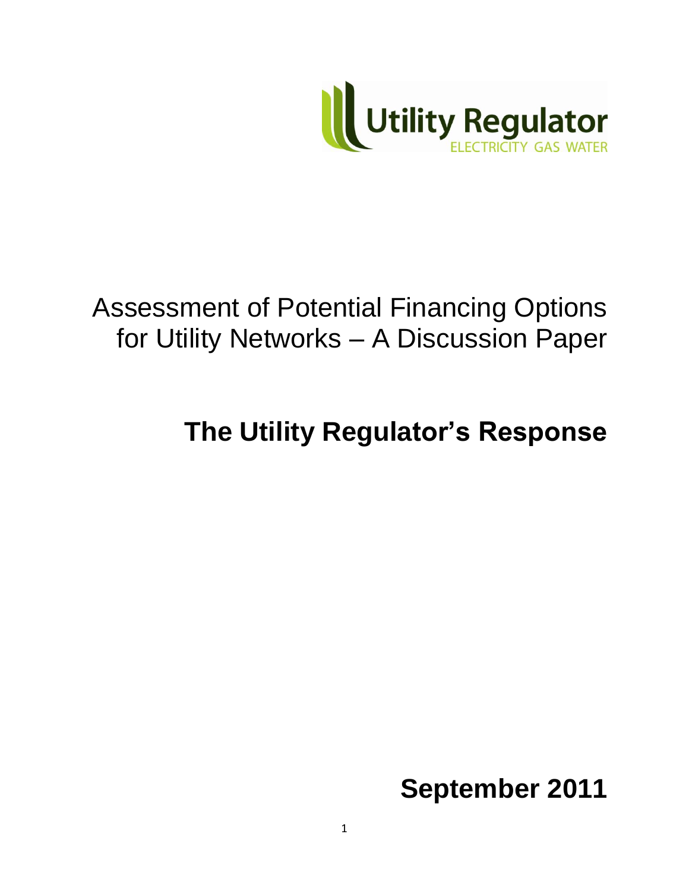Utility Regulator

ELECTRICITY GAS WATER

# Assessment of Potential Financing Options for Utility Networks – A Discussion Paper

## The Utility Regulator's Response

**September 2011**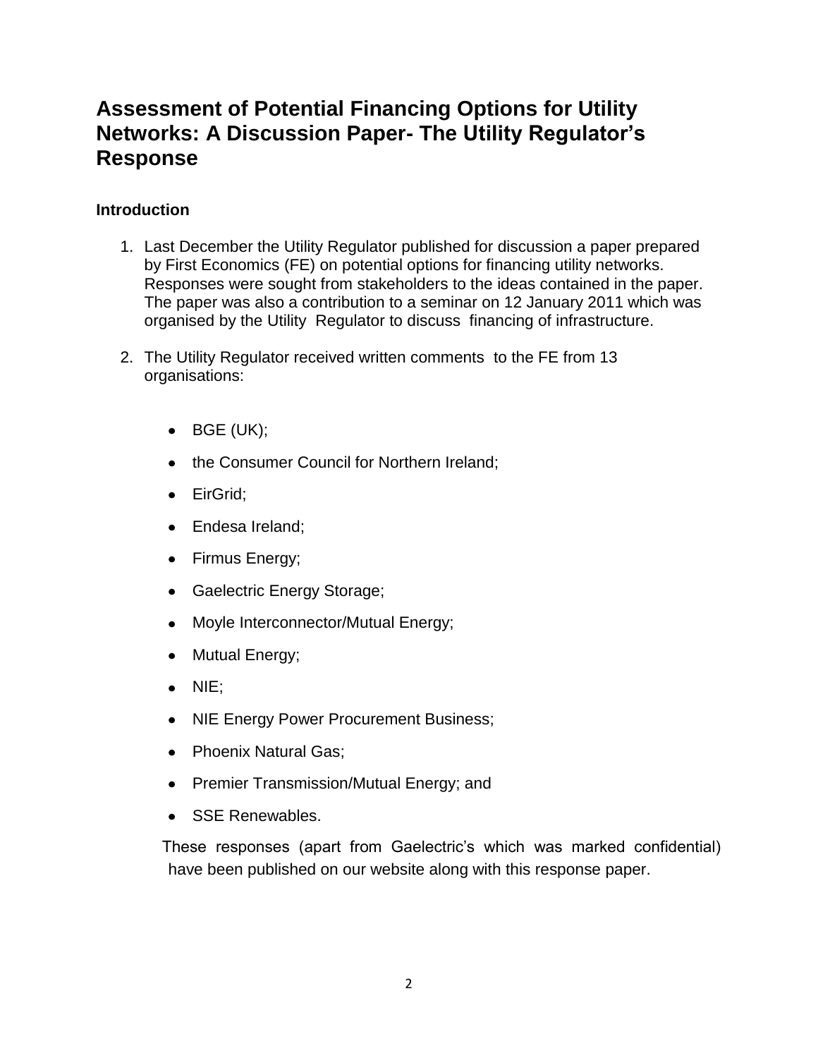# Assessment of Potential Financing Options for Utility Networks: A Discussion Paper- The Utility Regulator's Response

## Introduction

1. Last December the Utility Regulator published for discussion a paper prepared by First Economics (FE) on potential options for financing utility networks. Responses were sought from stakeholders to the ideas contained in the paper. The paper was also a contribution to a seminar on 12 January 2011 which was organised by the Utility Regulator to discuss financing of infrastructure.

2. The Utility Regulator received written comments to the FE from 13 organisations:

   - BGE (UK);
   - the Consumer Council for Northern Ireland;
   - EirGrid;
   - Endesa Ireland;
   - Firmus Energy;
   - Gaelectric Energy Storage;
   - Moyle Interconnector/Mutual Energy;
   - Mutual Energy;
   - NIE;
   - NIE Energy Power Procurement Business;
   - Phoenix Natural Gas;
   - Premier Transmission/Mutual Energy; and
   - SSE Renewables.

   These responses (apart from Gaelectric's which was marked confidential) have been published on our website along with this response paper.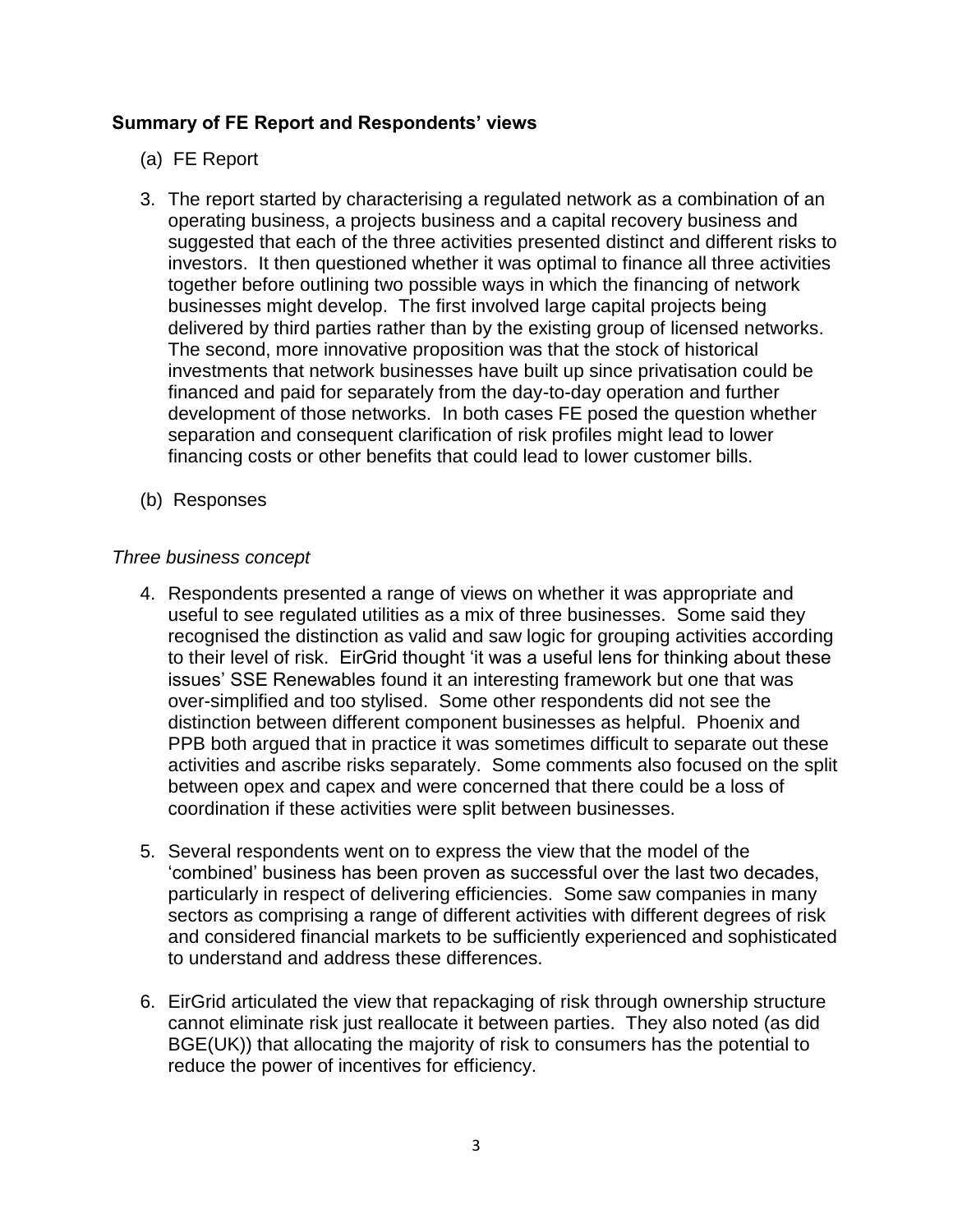## Summary of FE Report and Respondents' views

(a) FE Report

3. The report started by characterising a regulated network as a combination of an operating business, a projects business and a capital recovery business and suggested that each of the three activities presented distinct and different risks to investors. It then questioned whether it was optimal to finance all three activities together before outlining two possible ways in which the financing of network businesses might develop. The first involved large capital projects being delivered by third parties rather than by the existing group of licensed networks. The second, more innovative proposition was that the stock of historical investments that network businesses have built up since privatisation could be financed and paid for separately from the day-to-day operation and further development of those networks. In both cases FE posed the question whether separation and consequent clarification of risk profiles might lead to lower financing costs or other benefits that could lead to lower customer bills.

(b) Responses

*Three business concept*

4. Respondents presented a range of views on whether it was appropriate and useful to see regulated utilities as a mix of three businesses. Some said they recognised the distinction as valid and saw logic for grouping activities according to their level of risk. EirGrid thought 'it was a useful lens for thinking about these issues' SSE Renewables found it an interesting framework but one that was over-simplified and too stylised. Some other respondents did not see the distinction between different component businesses as helpful. Phoenix and PPB both argued that in practice it was sometimes difficult to separate out these activities and ascribe risks separately. Some comments also focused on the split between opex and capex and were concerned that there could be a loss of coordination if these activities were split between businesses.

5. Several respondents went on to express the view that the model of the 'combined' business has been proven as successful over the last two decades, particularly in respect of delivering efficiencies. Some saw companies in many sectors as comprising a range of different activities with different degrees of risk and considered financial markets to be sufficiently experienced and sophisticated to understand and address these differences.

6. EirGrid articulated the view that repackaging of risk through ownership structure cannot eliminate risk just reallocate it between parties. They also noted (as did BGE(UK)) that allocating the majority of risk to consumers has the potential to reduce the power of incentives for efficiency.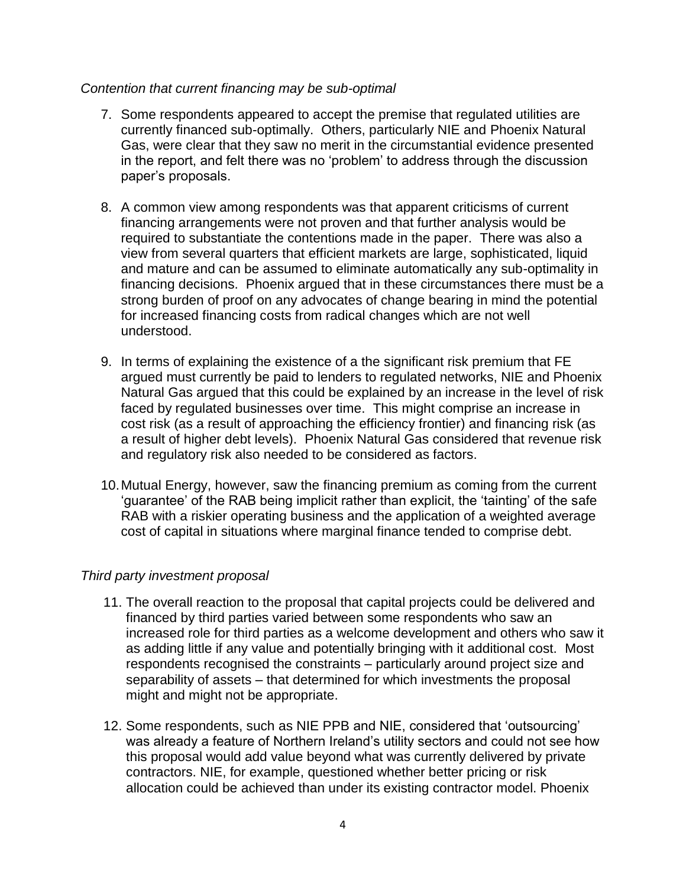*Contention that current financing may be sub-optimal*

7. Some respondents appeared to accept the premise that regulated utilities are currently financed sub-optimally. Others, particularly NIE and Phoenix Natural Gas, were clear that they saw no merit in the circumstantial evidence presented in the report, and felt there was no 'problem' to address through the discussion paper's proposals.

8. A common view among respondents was that apparent criticisms of current financing arrangements were not proven and that further analysis would be required to substantiate the contentions made in the paper. There was also a view from several quarters that efficient markets are large, sophisticated, liquid and mature and can be assumed to eliminate automatically any sub-optimality in financing decisions. Phoenix argued that in these circumstances there must be a strong burden of proof on any advocates of change bearing in mind the potential for increased financing costs from radical changes which are not well understood.

9. In terms of explaining the existence of a the significant risk premium that FE argued must currently be paid to lenders to regulated networks, NIE and Phoenix Natural Gas argued that this could be explained by an increase in the level of risk faced by regulated businesses over time. This might comprise an increase in cost risk (as a result of approaching the efficiency frontier) and financing risk (as a result of higher debt levels). Phoenix Natural Gas considered that revenue risk and regulatory risk also needed to be considered as factors.

10. Mutual Energy, however, saw the financing premium as coming from the current 'guarantee' of the RAB being implicit rather than explicit, the 'tainting' of the safe RAB with a riskier operating business and the application of a weighted average cost of capital in situations where marginal finance tended to comprise debt.

*Third party investment proposal*

11. The overall reaction to the proposal that capital projects could be delivered and financed by third parties varied between some respondents who saw an increased role for third parties as a welcome development and others who saw it as adding little if any value and potentially bringing with it additional cost. Most respondents recognised the constraints – particularly around project size and separability of assets – that determined for which investments the proposal might and might not be appropriate.

12. Some respondents, such as NIE PPB and NIE, considered that 'outsourcing' was already a feature of Northern Ireland's utility sectors and could not see how this proposal would add value beyond what was currently delivered by private contractors. NIE, for example, questioned whether better pricing or risk allocation could be achieved than under its existing contractor model. Phoenix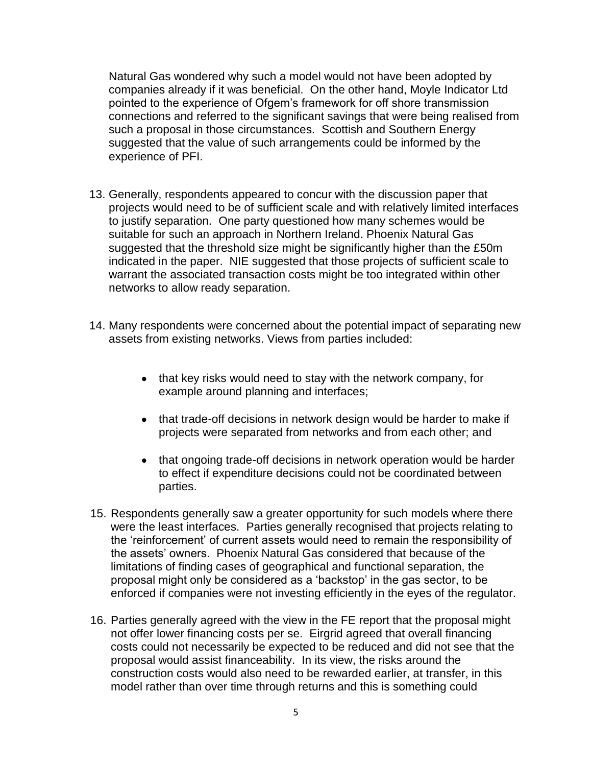Natural Gas wondered why such a model would not have been adopted by companies already if it was beneficial. On the other hand, Moyle Indicator Ltd pointed to the experience of Ofgem's framework for off shore transmission connections and referred to the significant savings that were being realised from such a proposal in those circumstances. Scottish and Southern Energy suggested that the value of such arrangements could be informed by the experience of PFI.

13. Generally, respondents appeared to concur with the discussion paper that projects would need to be of sufficient scale and with relatively limited interfaces to justify separation. One party questioned how many schemes would be suitable for such an approach in Northern Ireland. Phoenix Natural Gas suggested that the threshold size might be significantly higher than the £50m indicated in the paper. NIE suggested that those projects of sufficient scale to warrant the associated transaction costs might be too integrated within other networks to allow ready separation.

14. Many respondents were concerned about the potential impact of separating new assets from existing networks. Views from parties included:

    - that key risks would need to stay with the network company, for example around planning and interfaces;
    - that trade-off decisions in network design would be harder to make if projects were separated from networks and from each other; and
    - that ongoing trade-off decisions in network operation would be harder to effect if expenditure decisions could not be coordinated between parties.

15. Respondents generally saw a greater opportunity for such models where there were the least interfaces. Parties generally recognised that projects relating to the 'reinforcement' of current assets would need to remain the responsibility of the assets' owners. Phoenix Natural Gas considered that because of the limitations of finding cases of geographical and functional separation, the proposal might only be considered as a 'backstop' in the gas sector, to be enforced if companies were not investing efficiently in the eyes of the regulator.

16. Parties generally agreed with the view in the FE report that the proposal might not offer lower financing costs per se. Eirgrid agreed that overall financing costs could not necessarily be expected to be reduced and did not see that the proposal would assist financeability. In its view, the risks around the construction costs would also need to be rewarded earlier, at transfer, in this model rather than over time through returns and this is something could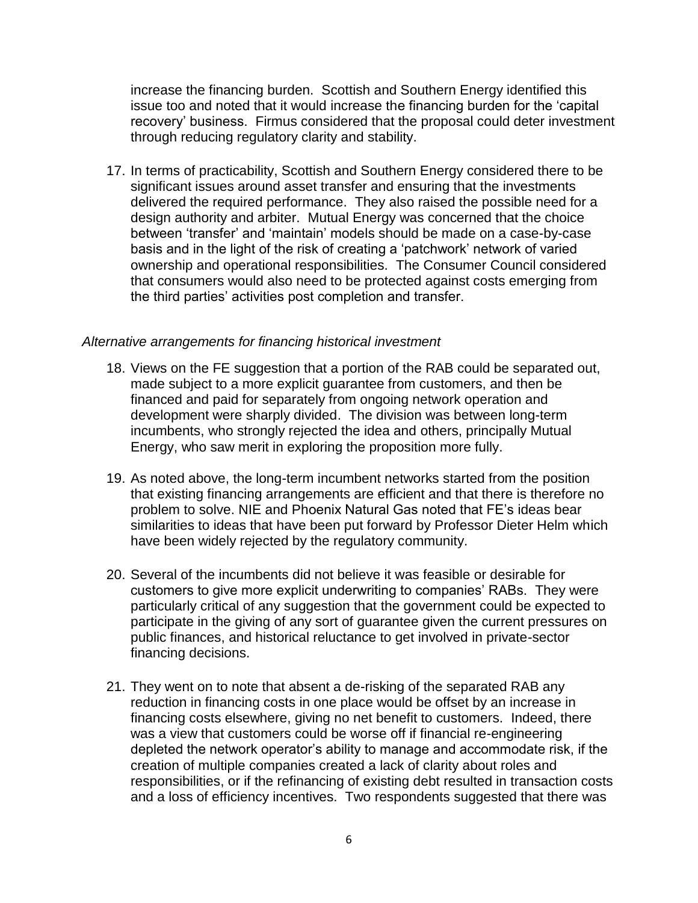increase the financing burden. Scottish and Southern Energy identified this issue too and noted that it would increase the financing burden for the 'capital recovery' business. Firmus considered that the proposal could deter investment through reducing regulatory clarity and stability.

17. In terms of practicability, Scottish and Southern Energy considered there to be significant issues around asset transfer and ensuring that the investments delivered the required performance. They also raised the possible need for a design authority and arbiter. Mutual Energy was concerned that the choice between 'transfer' and 'maintain' models should be made on a case-by-case basis and in the light of the risk of creating a 'patchwork' network of varied ownership and operational responsibilities. The Consumer Council considered that consumers would also need to be protected against costs emerging from the third parties' activities post completion and transfer.

*Alternative arrangements for financing historical investment*

18. Views on the FE suggestion that a portion of the RAB could be separated out, made subject to a more explicit guarantee from customers, and then be financed and paid for separately from ongoing network operation and development were sharply divided. The division was between long-term incumbents, who strongly rejected the idea and others, principally Mutual Energy, who saw merit in exploring the proposition more fully.

19. As noted above, the long-term incumbent networks started from the position that existing financing arrangements are efficient and that there is therefore no problem to solve. NIE and Phoenix Natural Gas noted that FE's ideas bear similarities to ideas that have been put forward by Professor Dieter Helm which have been widely rejected by the regulatory community.

20. Several of the incumbents did not believe it was feasible or desirable for customers to give more explicit underwriting to companies' RABs. They were particularly critical of any suggestion that the government could be expected to participate in the giving of any sort of guarantee given the current pressures on public finances, and historical reluctance to get involved in private-sector financing decisions.

21. They went on to note that absent a de-risking of the separated RAB any reduction in financing costs in one place would be offset by an increase in financing costs elsewhere, giving no net benefit to customers. Indeed, there was a view that customers could be worse off if financial re-engineering depleted the network operator's ability to manage and accommodate risk, if the creation of multiple companies created a lack of clarity about roles and responsibilities, or if the refinancing of existing debt resulted in transaction costs and a loss of efficiency incentives. Two respondents suggested that there was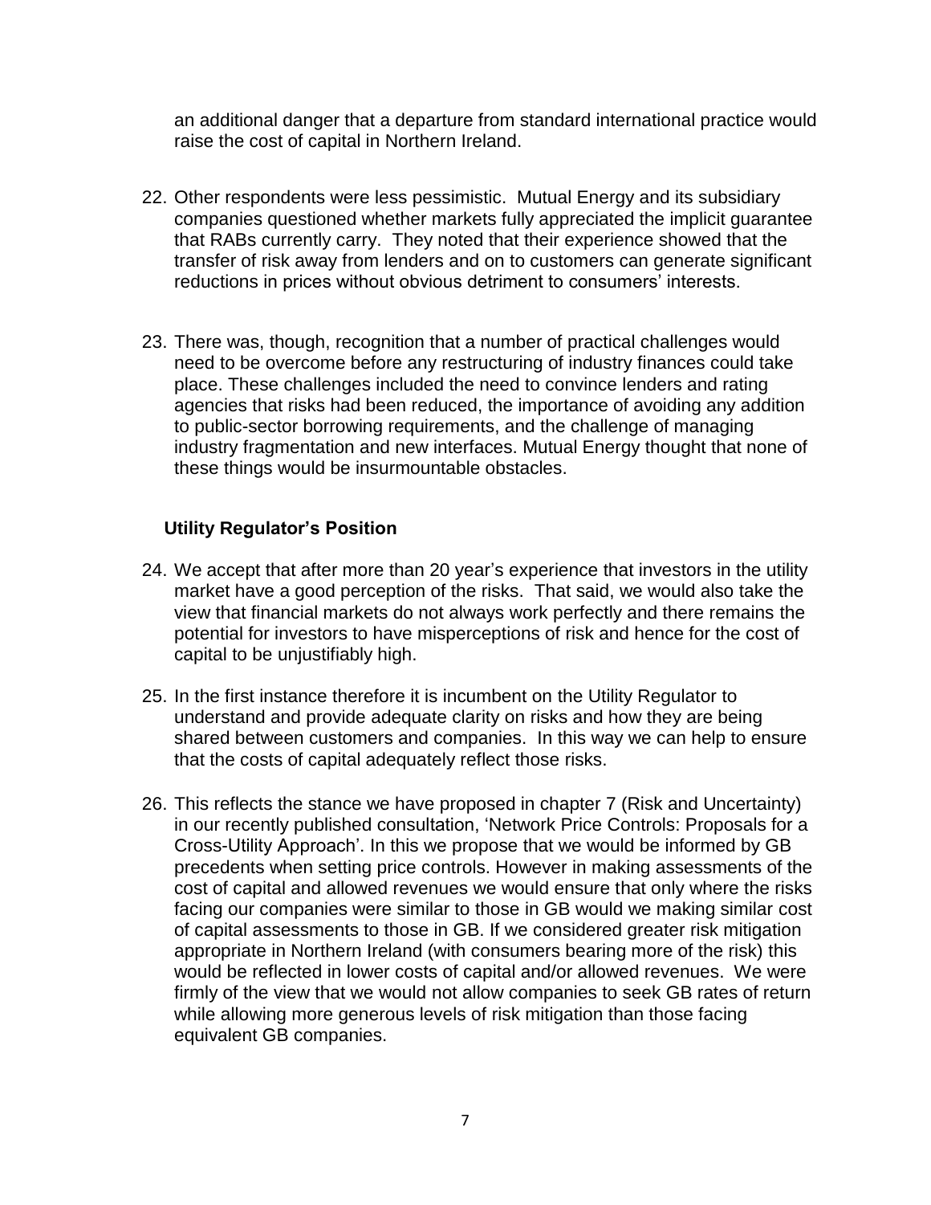an additional danger that a departure from standard international practice would raise the cost of capital in Northern Ireland.

22. Other respondents were less pessimistic. Mutual Energy and its subsidiary companies questioned whether markets fully appreciated the implicit guarantee that RABs currently carry. They noted that their experience showed that the transfer of risk away from lenders and on to customers can generate significant reductions in prices without obvious detriment to consumers' interests.

23. There was, though, recognition that a number of practical challenges would need to be overcome before any restructuring of industry finances could take place. These challenges included the need to convince lenders and rating agencies that risks had been reduced, the importance of avoiding any addition to public-sector borrowing requirements, and the challenge of managing industry fragmentation and new interfaces. Mutual Energy thought that none of these things would be insurmountable obstacles.

### Utility Regulator's Position

24. We accept that after more than 20 year's experience that investors in the utility market have a good perception of the risks. That said, we would also take the view that financial markets do not always work perfectly and there remains the potential for investors to have misperceptions of risk and hence for the cost of capital to be unjustifiably high.

25. In the first instance therefore it is incumbent on the Utility Regulator to understand and provide adequate clarity on risks and how they are being shared between customers and companies. In this way we can help to ensure that the costs of capital adequately reflect those risks.

26. This reflects the stance we have proposed in chapter 7 (Risk and Uncertainty) in our recently published consultation, 'Network Price Controls: Proposals for a Cross-Utility Approach'. In this we propose that we would be informed by GB precedents when setting price controls. However in making assessments of the cost of capital and allowed revenues we would ensure that only where the risks facing our companies were similar to those in GB would we making similar cost of capital assessments to those in GB. If we considered greater risk mitigation appropriate in Northern Ireland (with consumers bearing more of the risk) this would be reflected in lower costs of capital and/or allowed revenues. We were firmly of the view that we would not allow companies to seek GB rates of return while allowing more generous levels of risk mitigation than those facing equivalent GB companies.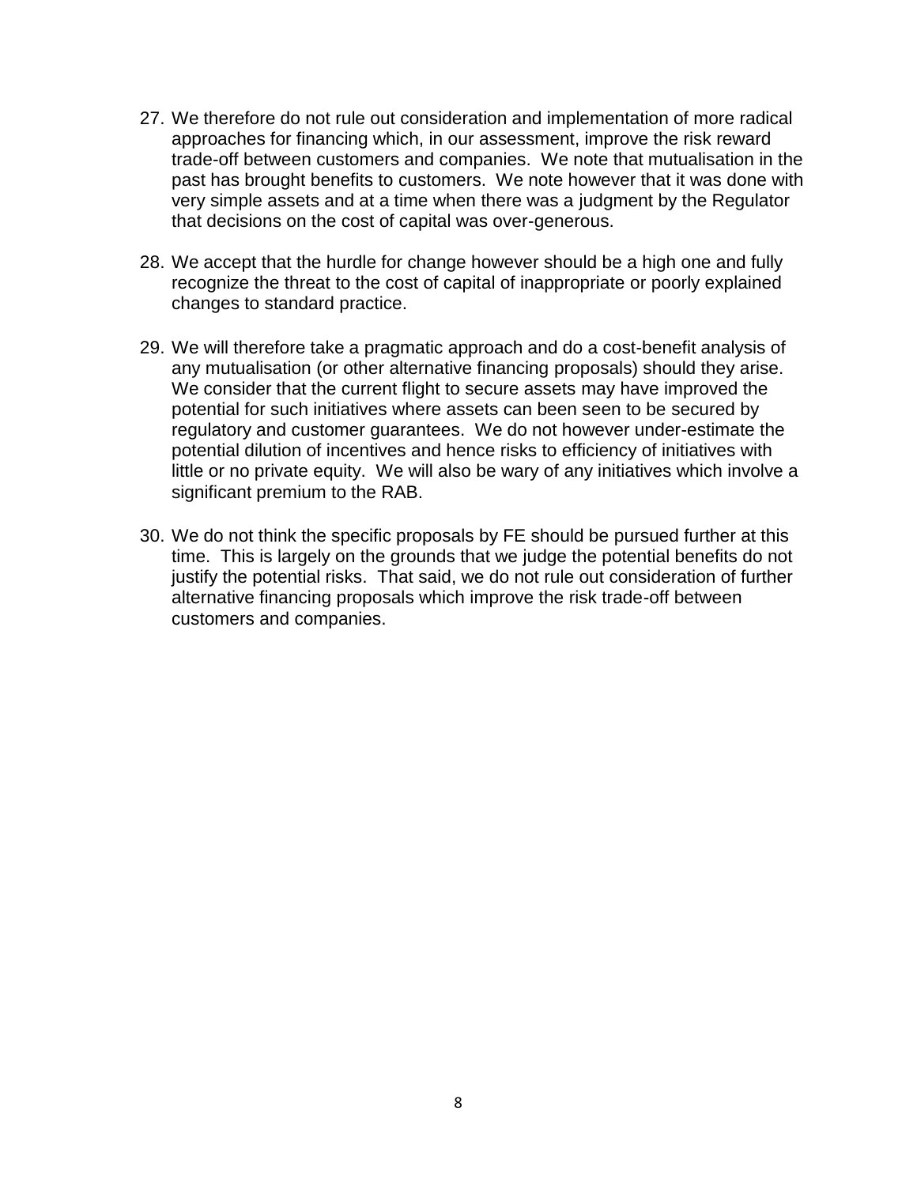27. We therefore do not rule out consideration and implementation of more radical approaches for financing which, in our assessment, improve the risk reward trade-off between customers and companies. We note that mutualisation in the past has brought benefits to customers. We note however that it was done with very simple assets and at a time when there was a judgment by the Regulator that decisions on the cost of capital was over-generous.

28. We accept that the hurdle for change however should be a high one and fully recognize the threat to the cost of capital of inappropriate or poorly explained changes to standard practice.

29. We will therefore take a pragmatic approach and do a cost-benefit analysis of any mutualisation (or other alternative financing proposals) should they arise. We consider that the current flight to secure assets may have improved the potential for such initiatives where assets can been seen to be secured by regulatory and customer guarantees. We do not however under-estimate the potential dilution of incentives and hence risks to efficiency of initiatives with little or no private equity. We will also be wary of any initiatives which involve a significant premium to the RAB.

30. We do not think the specific proposals by FE should be pursued further at this time. This is largely on the grounds that we judge the potential benefits do not justify the potential risks. That said, we do not rule out consideration of further alternative financing proposals which improve the risk trade-off between customers and companies.